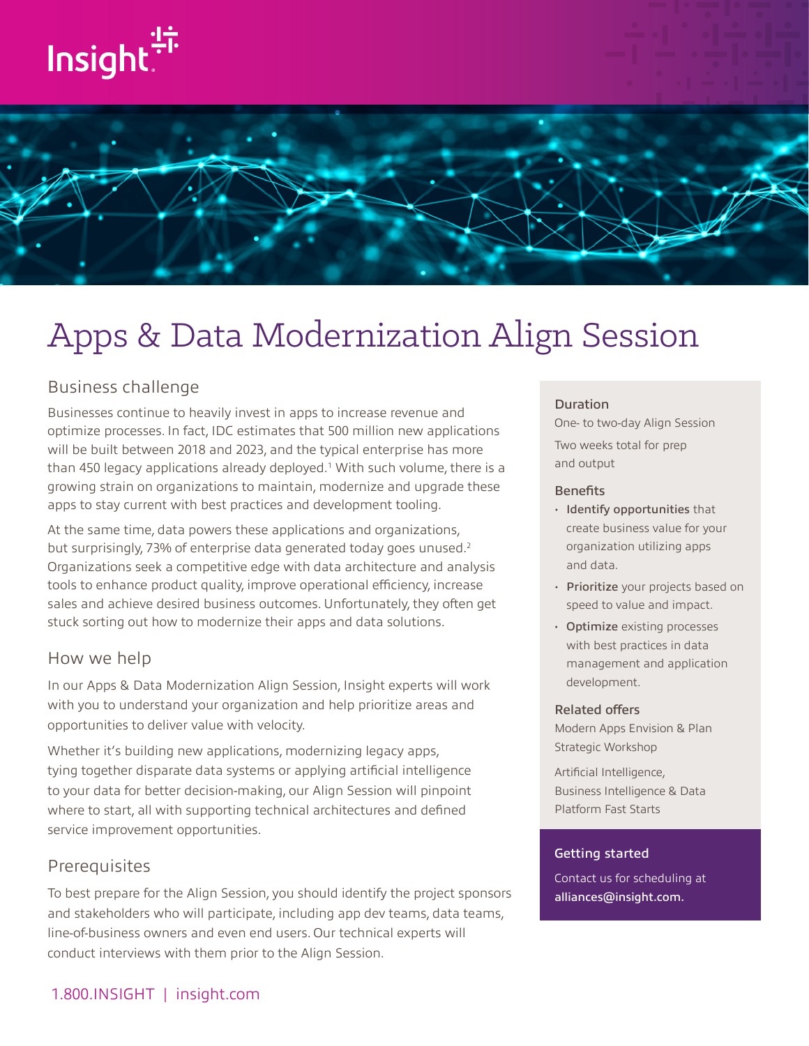# Apps & Data Modernization Align Session

## Business challenge

Businesses continue to heavily invest in apps to increase revenue and optimize processes. In fact, IDC estimates that 500 million new applications will be built between 2018 and 2023, and the typical enterprise has more than 450 legacy applications already deployed.[1] With such volume, there is a growing strain on organizations to maintain, modernize and upgrade these apps to stay current with best practices and development tooling.

At the same time, data powers these applications and organizations, but surprisingly, 73% of enterprise data generated today goes unused.[2] Organizations seek a competitive edge with data architecture and analysis tools to enhance product quality, improve operational efficiency, increase sales and achieve desired business outcomes. Unfortunately, they often get stuck sorting out how to modernize their apps and data solutions.

## How we help

In our Apps & Data Modernization Align Session, Insight experts will work with you to understand your organization and help prioritize areas and opportunities to deliver value with velocity.

Whether it's building new applications, modernizing legacy apps, tying together disparate data systems or applying artificial intelligence to your data for better decision-making, our Align Session will pinpoint where to start, all with supporting technical architectures and defined service improvement opportunities.

## Prerequisites

To best prepare for the Align Session, you should identify the project sponsors and stakeholders who will participate, including app dev teams, data teams, line-of-business owners and even end users. Our technical experts will conduct interviews with them prior to the Align Session.

### Duration

One- to two-day Align Session

Two weeks total for prep and output

### Benefits

- **Identify opportunities** that create business value for your organization utilizing apps and data.
- **Prioritize** your projects based on speed to value and impact.
- **Optimize** existing processes with best practices in data management and application development.

### Related offers

Modern Apps Envision & Plan Strategic Workshop

Artificial Intelligence, Business Intelligence & Data Platform Fast Starts

### Getting started

Contact us for scheduling at **alliances@insight.com.**

1.800.INSIGHT | insight.com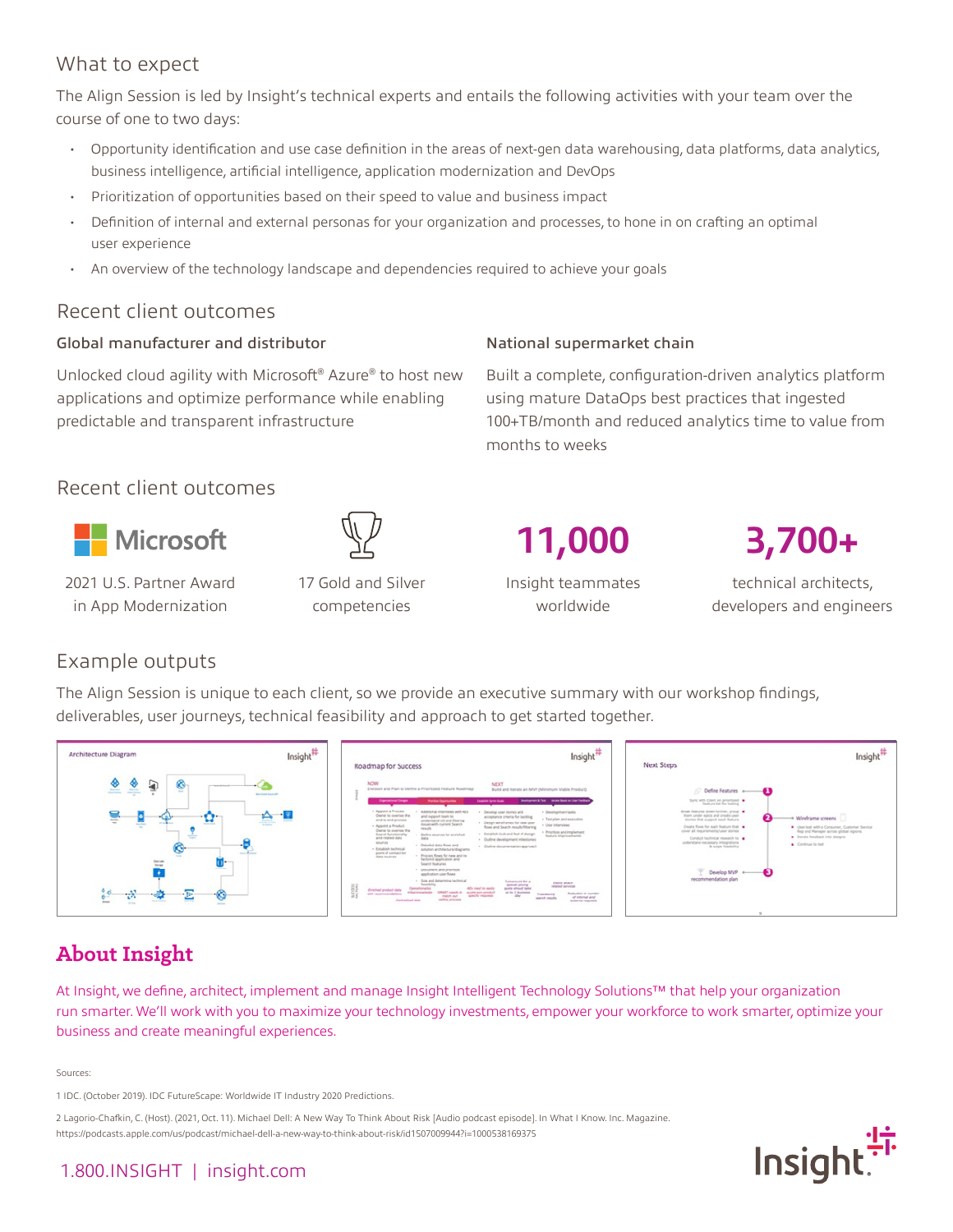## What to expect

The Align Session is led by Insight's technical experts and entails the following activities with your team over the course of one to two days:

- Opportunity identification and use case definition in the areas of next-gen data warehousing, data platforms, data analytics, business intelligence, artificial intelligence, application modernization and DevOps
- Prioritization of opportunities based on their speed to value and business impact
- Definition of internal and external personas for your organization and processes, to hone in on crafting an optimal user experience
- An overview of the technology landscape and dependencies required to achieve your goals

## Recent client outcomes

### Global manufacturer and distributor

Unlocked cloud agility with Microsoft® Azure® to host new applications and optimize performance while enabling predictable and transparent infrastructure

### National supermarket chain

Built a complete, configuration-driven analytics platform using mature DataOps best practices that ingested 100+TB/month and reduced analytics time to value from months to weeks

## Recent client outcomes

Microsoft

2021 U.S. Partner Award in App Modernization

17 Gold and Silver competencies

**11,000**

Insight teammates worldwide

**3,700+**

technical architects, developers and engineers

## Example outputs

The Align Session is unique to each client, so we provide an executive summary with our workshop findings, deliverables, user journeys, technical feasibility and approach to get started together.

## About Insight

At Insight, we define, architect, implement and manage Insight Intelligent Technology Solutions™ that help your organization run smarter. We'll work with you to maximize your technology investments, empower your workforce to work smarter, optimize your business and create meaningful experiences.

Sources:

1 IDC. (October 2019). IDC FutureScape: Worldwide IT Industry 2020 Predictions.

2 Lagorio-Chafkin, C. (Host). (2021, Oct. 11). Michael Dell: A New Way To Think About Risk [Audio podcast episode]. In What I Know. Inc. Magazine. https://podcasts.apple.com/us/podcast/michael-dell-a-new-way-to-think-about-risk/id1507009944?i=1000538169375

1.800.INSIGHT | insight.com